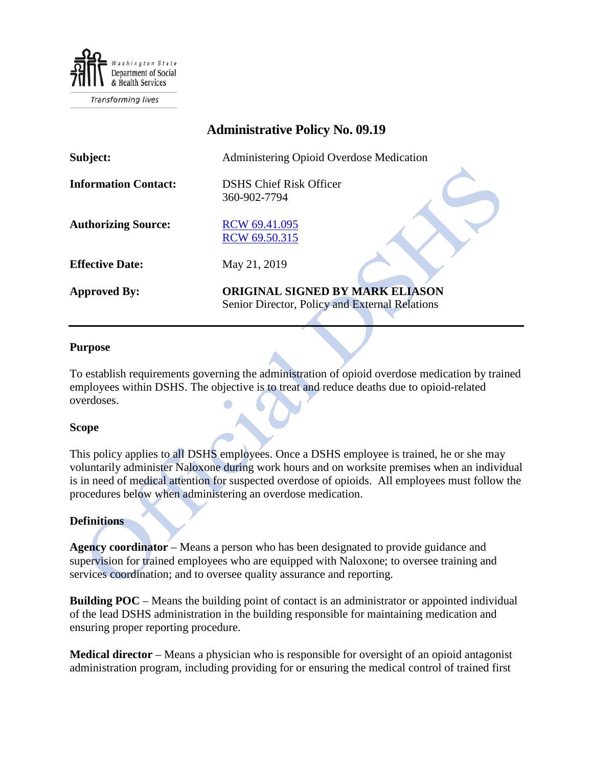Washington State Department of Social & Health Services

Transforming lives

# Administrative Policy No. 09.19

| | |
|---|---|
| **Subject:** | Administering Opioid Overdose Medication |
| **Information Contact:** | DSHS Chief Risk Officer<br>360-902-7794 |
| **Authorizing Source:** | RCW 69.41.095<br>RCW 69.50.315 |
| **Effective Date:** | May 21, 2019 |
| **Approved By:** | **ORIGINAL SIGNED BY MARK ELIASON**<br>Senior Director, Policy and External Relations |

## Purpose

To establish requirements governing the administration of opioid overdose medication by trained employees within DSHS. The objective is to treat and reduce deaths due to opioid-related overdoses.

## Scope

This policy applies to all DSHS employees. Once a DSHS employee is trained, he or she may voluntarily administer Naloxone during work hours and on worksite premises when an individual is in need of medical attention for suspected overdose of opioids. All employees must follow the procedures below when administering an overdose medication.

## Definitions

**Agency coordinator** – Means a person who has been designated to provide guidance and supervision for trained employees who are equipped with Naloxone; to oversee training and services coordination; and to oversee quality assurance and reporting.

**Building POC** – Means the building point of contact is an administrator or appointed individual of the lead DSHS administration in the building responsible for maintaining medication and ensuring proper reporting procedure.

**Medical director** – Means a physician who is responsible for oversight of an opioid antagonist administration program, including providing for or ensuring the medical control of trained first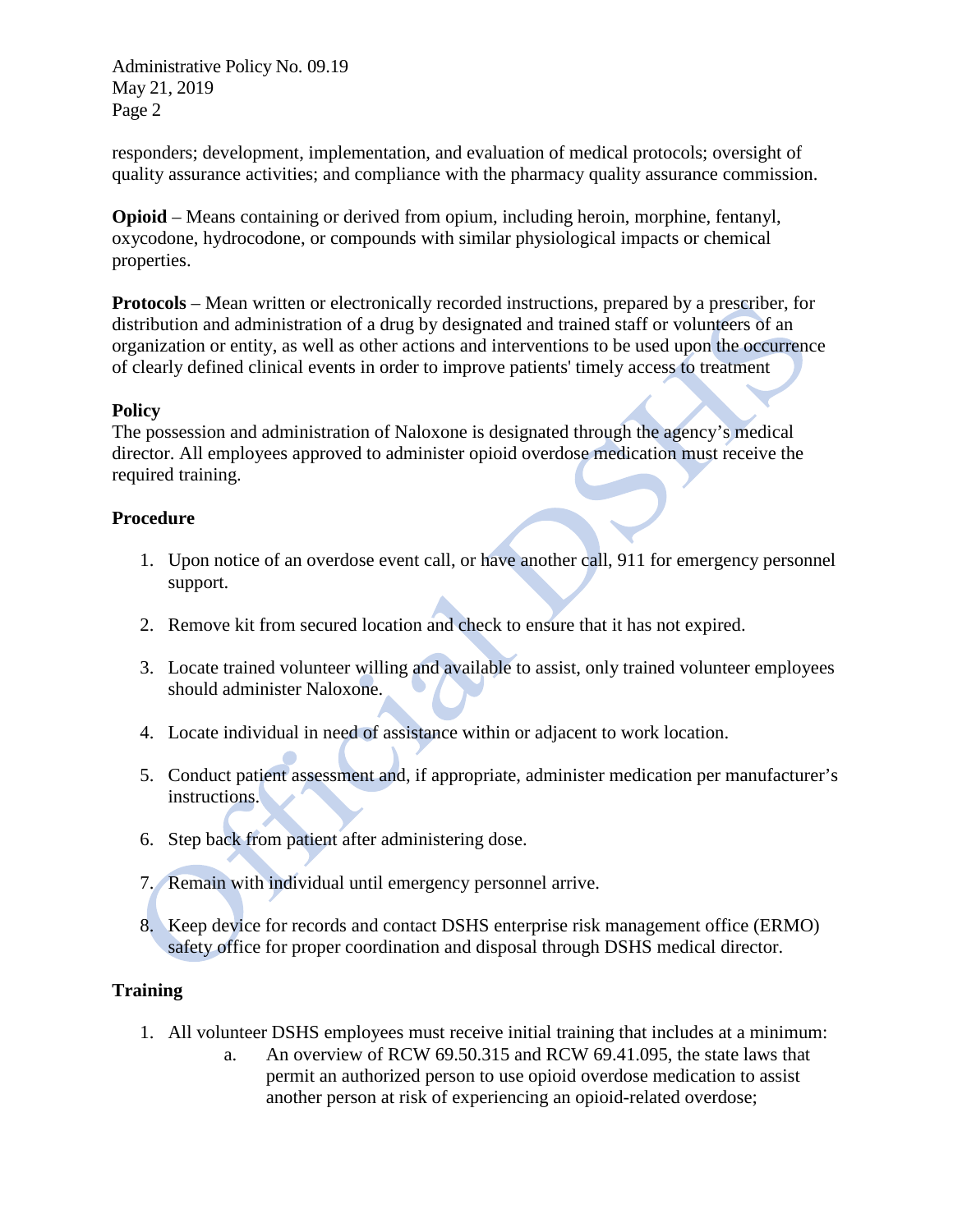responders; development, implementation, and evaluation of medical protocols; oversight of quality assurance activities; and compliance with the pharmacy quality assurance commission.

**Opioid** – Means containing or derived from opium, including heroin, morphine, fentanyl, oxycodone, hydrocodone, or compounds with similar physiological impacts or chemical properties.

**Protocols** – Mean written or electronically recorded instructions, prepared by a prescriber, for distribution and administration of a drug by designated and trained staff or volunteers of an organization or entity, as well as other actions and interventions to be used upon the occurrence of clearly defined clinical events in order to improve patients' timely access to treatment

**Policy**
The possession and administration of Naloxone is designated through the agency's medical director. All employees approved to administer opioid overdose medication must receive the required training.

**Procedure**

1. Upon notice of an overdose event call, or have another call, 911 for emergency personnel support.

2. Remove kit from secured location and check to ensure that it has not expired.

3. Locate trained volunteer willing and available to assist, only trained volunteer employees should administer Naloxone.

4. Locate individual in need of assistance within or adjacent to work location.

5. Conduct patient assessment and, if appropriate, administer medication per manufacturer's instructions.

6. Step back from patient after administering dose.

7. Remain with individual until emergency personnel arrive.

8. Keep device for records and contact DSHS enterprise risk management office (ERMO) safety office for proper coordination and disposal through DSHS medical director.

**Training**

1. All volunteer DSHS employees must receive initial training that includes at a minimum:
    a. An overview of RCW 69.50.315 and RCW 69.41.095, the state laws that permit an authorized person to use opioid overdose medication to assist another person at risk of experiencing an opioid-related overdose;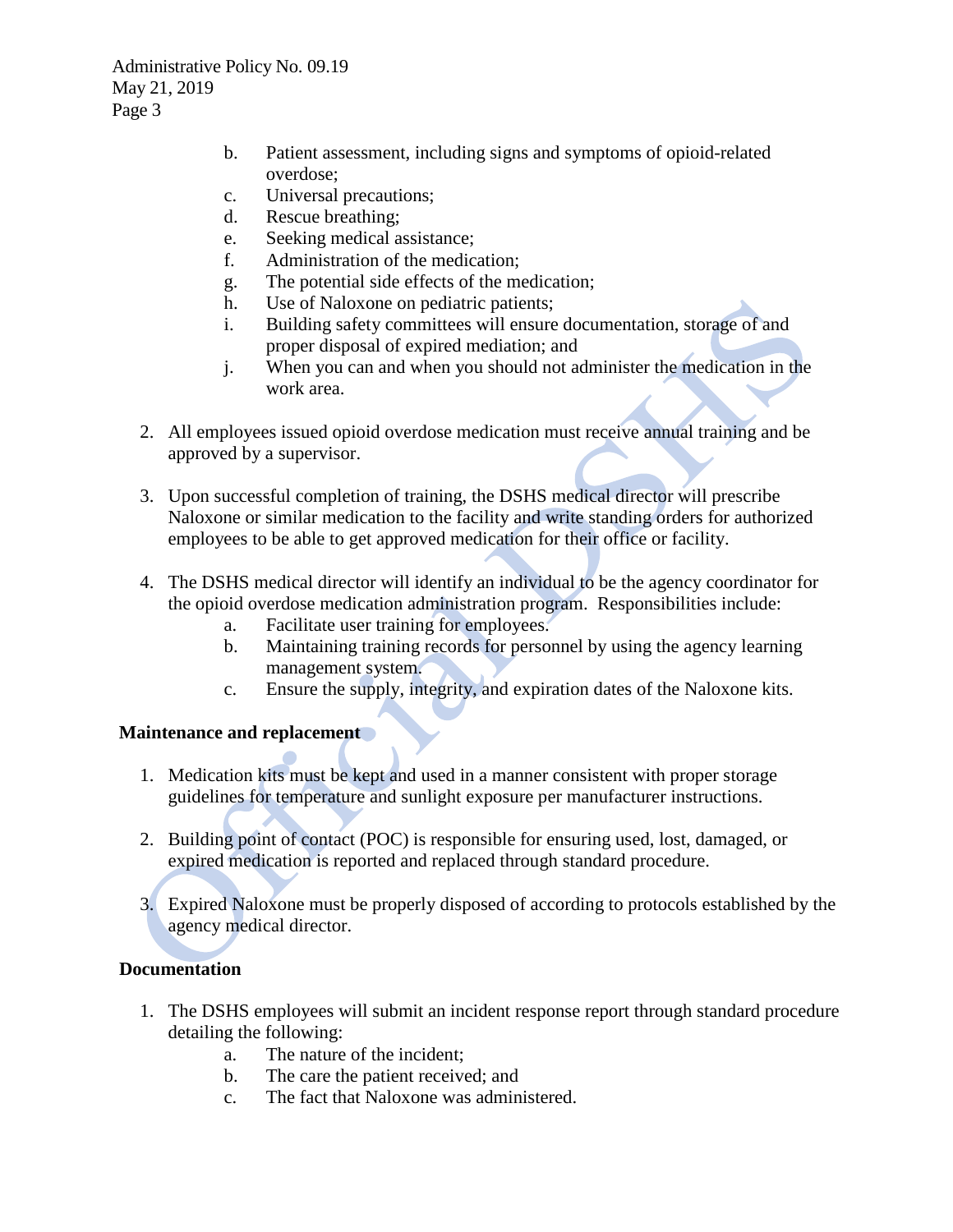b. Patient assessment, including signs and symptoms of opioid-related overdose;
c. Universal precautions;
d. Rescue breathing;
e. Seeking medical assistance;
f. Administration of the medication;
g. The potential side effects of the medication;
h. Use of Naloxone on pediatric patients;
i. Building safety committees will ensure documentation, storage of and proper disposal of expired mediation; and
j. When you can and when you should not administer the medication in the work area.

2. All employees issued opioid overdose medication must receive annual training and be approved by a supervisor.

3. Upon successful completion of training, the DSHS medical director will prescribe Naloxone or similar medication to the facility and write standing orders for authorized employees to be able to get approved medication for their office or facility.

4. The DSHS medical director will identify an individual to be the agency coordinator for the opioid overdose medication administration program. Responsibilities include:
   a. Facilitate user training for employees.
   b. Maintaining training records for personnel by using the agency learning management system.
   c. Ensure the supply, integrity, and expiration dates of the Naloxone kits.

**Maintenance and replacement**

1. Medication kits must be kept and used in a manner consistent with proper storage guidelines for temperature and sunlight exposure per manufacturer instructions.

2. Building point of contact (POC) is responsible for ensuring used, lost, damaged, or expired medication is reported and replaced through standard procedure.

3. Expired Naloxone must be properly disposed of according to protocols established by the agency medical director.

**Documentation**

1. The DSHS employees will submit an incident response report through standard procedure detailing the following:
   a. The nature of the incident;
   b. The care the patient received; and
   c. The fact that Naloxone was administered.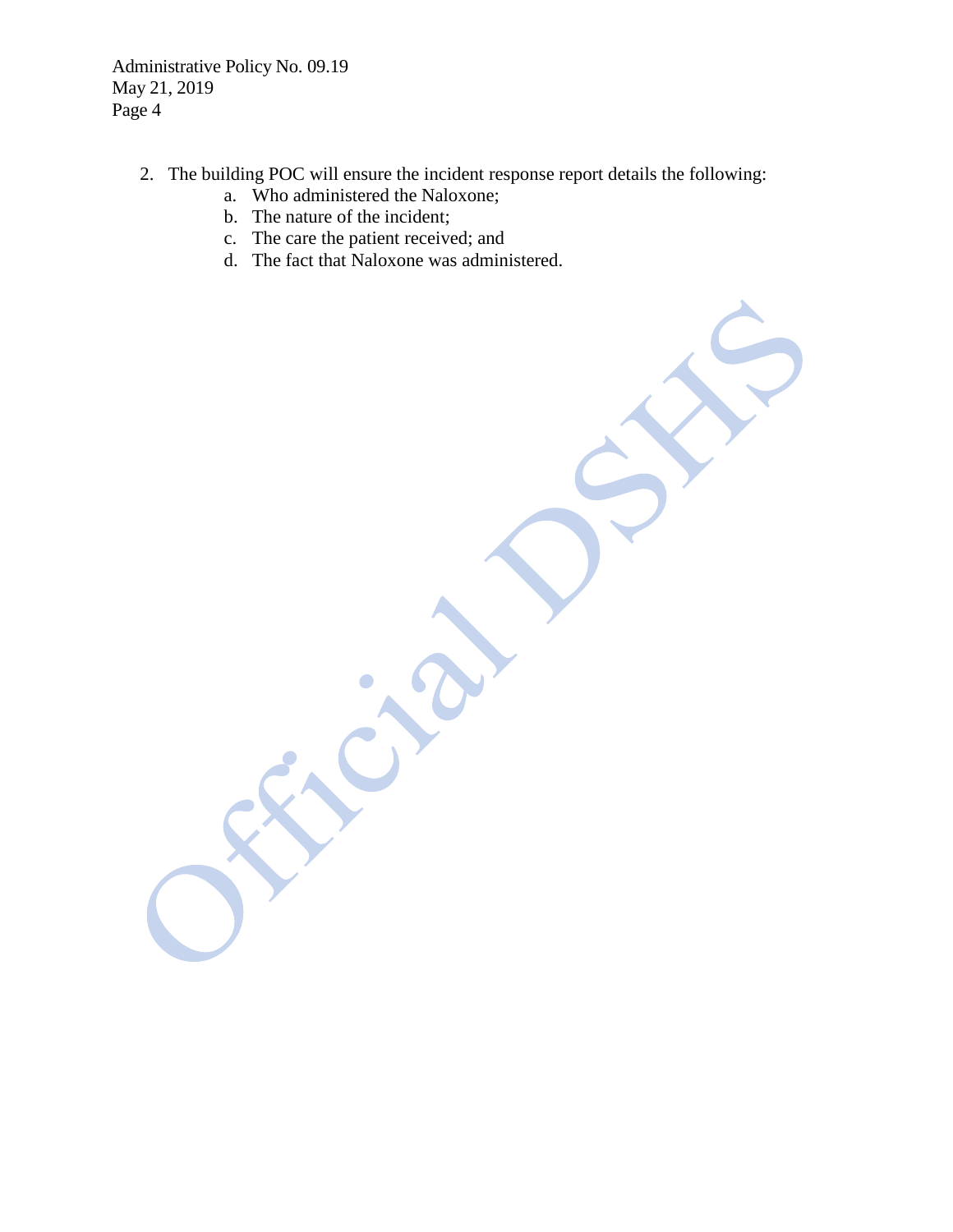2. The building POC will ensure the incident response report details the following:
   a. Who administered the Naloxone;
   b. The nature of the incident;
   c. The care the patient received; and
   d. The fact that Naloxone was administered.